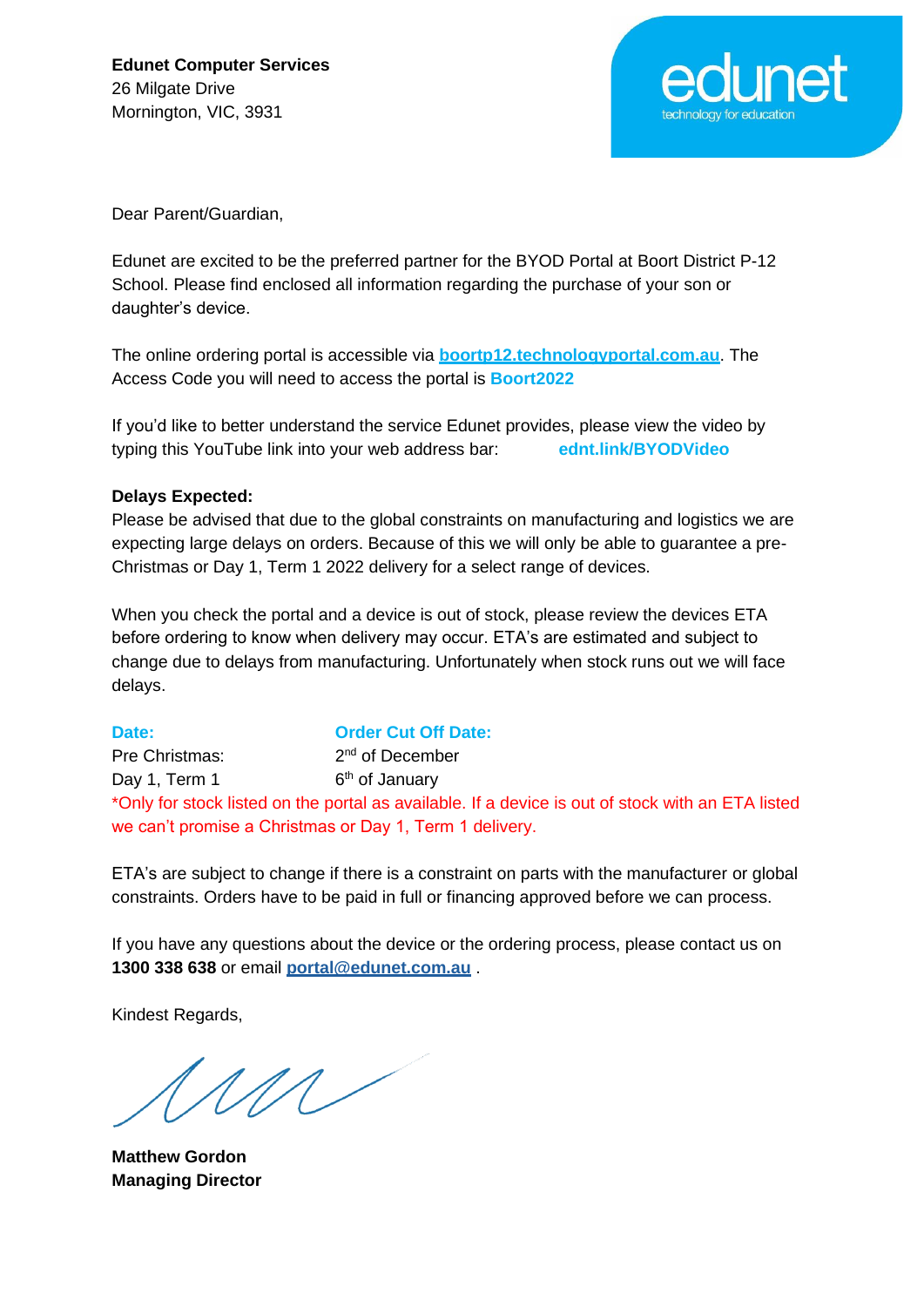**Edunet Computer Services**
26 Milgate Drive
Mornington, VIC, 3931

edunet
technology for education

Dear Parent/Guardian,

Edunet are excited to be the preferred partner for the BYOD Portal at Boort District P-12 School. Please find enclosed all information regarding the purchase of your son or daughter's device.

The online ordering portal is accessible via **boortp12.technologyportal.com.au**. The Access Code you will need to access the portal is **Boort2022**

If you'd like to better understand the service Edunet provides, please view the video by typing this YouTube link into your web address bar: **ednt.link/BYODVideo**

**Delays Expected:**
Please be advised that due to the global constraints on manufacturing and logistics we are expecting large delays on orders. Because of this we will only be able to guarantee a pre-Christmas or Day 1, Term 1 2022 delivery for a select range of devices.

When you check the portal and a device is out of stock, please review the devices ETA before ordering to know when delivery may occur. ETA's are estimated and subject to change due to delays from manufacturing. Unfortunately when stock runs out we will face delays.

| Date: | Order Cut Off Date: |
| --- | --- |
| Pre Christmas: | 2nd of December |
| Day 1, Term 1 | 6th of January |

*Only for stock listed on the portal as available. If a device is out of stock with an ETA listed we can't promise a Christmas or Day 1, Term 1 delivery.

ETA's are subject to change if there is a constraint on parts with the manufacturer or global constraints. Orders have to be paid in full or financing approved before we can process.

If you have any questions about the device or the ordering process, please contact us on **1300 338 638** or email **portal@edunet.com.au** .

Kindest Regards,

**Matthew Gordon**
**Managing Director**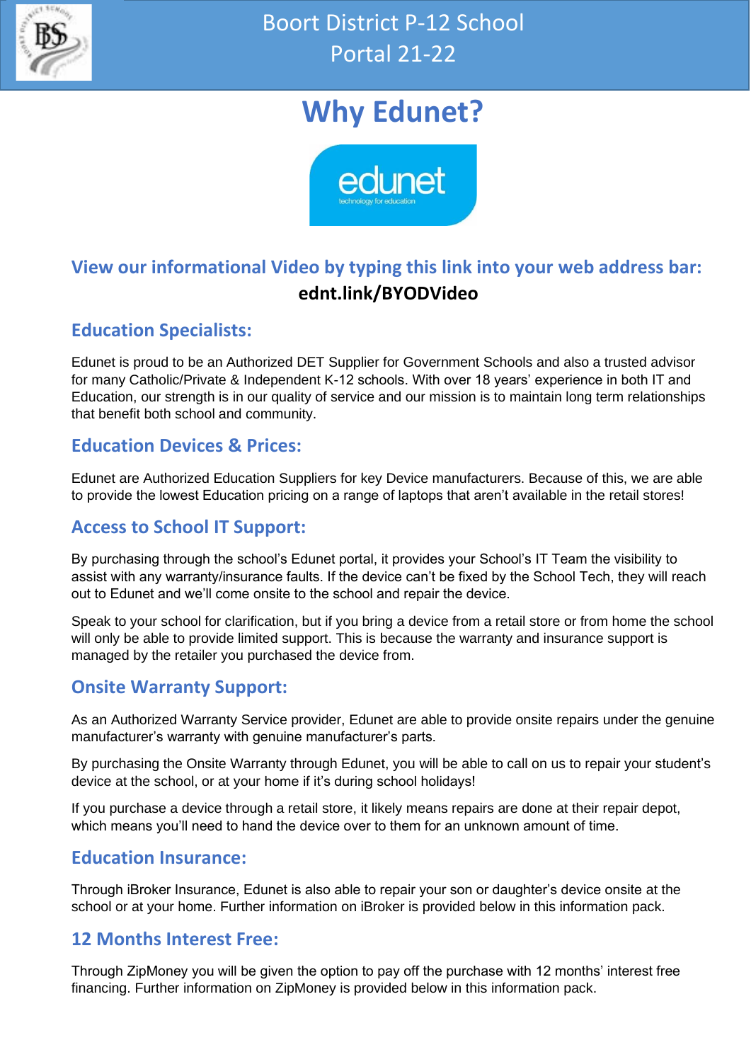# Why Edunet?

## View our informational Video by typing this link into your web address bar:

**ednt.link/BYODVideo**

## Education Specialists:

Edunet is proud to be an Authorized DET Supplier for Government Schools and also a trusted advisor for many Catholic/Private & Independent K-12 schools. With over 18 years' experience in both IT and Education, our strength is in our quality of service and our mission is to maintain long term relationships that benefit both school and community.

## Education Devices & Prices:

Edunet are Authorized Education Suppliers for key Device manufacturers. Because of this, we are able to provide the lowest Education pricing on a range of laptops that aren't available in the retail stores!

## Access to School IT Support:

By purchasing through the school's Edunet portal, it provides your School's IT Team the visibility to assist with any warranty/insurance faults. If the device can't be fixed by the School Tech, they will reach out to Edunet and we'll come onsite to the school and repair the device.

Speak to your school for clarification, but if you bring a device from a retail store or from home the school will only be able to provide limited support. This is because the warranty and insurance support is managed by the retailer you purchased the device from.

## Onsite Warranty Support:

As an Authorized Warranty Service provider, Edunet are able to provide onsite repairs under the genuine manufacturer's warranty with genuine manufacturer's parts.

By purchasing the Onsite Warranty through Edunet, you will be able to call on us to repair your student's device at the school, or at your home if it's during school holidays!

If you purchase a device through a retail store, it likely means repairs are done at their repair depot, which means you'll need to hand the device over to them for an unknown amount of time.

## Education Insurance:

Through iBroker Insurance, Edunet is also able to repair your son or daughter's device onsite at the school or at your home. Further information on iBroker is provided below in this information pack.

## 12 Months Interest Free:

Through ZipMoney you will be given the option to pay off the purchase with 12 months' interest free financing. Further information on ZipMoney is provided below in this information pack.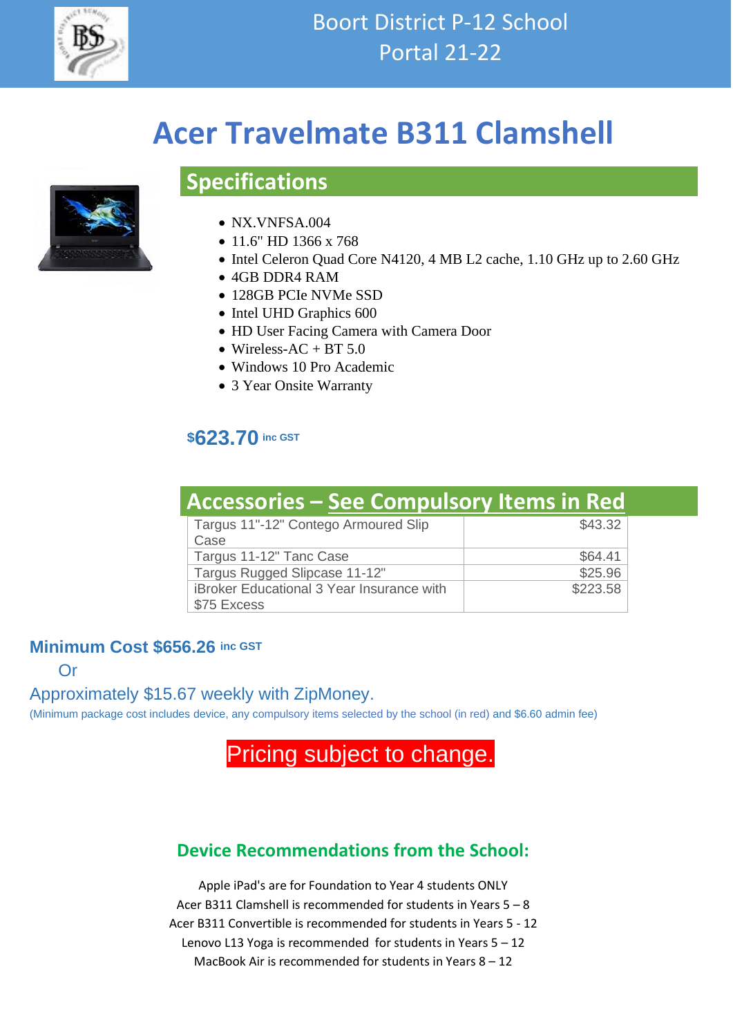Boort District P-12 School
Portal 21-22

# Acer Travelmate B311 Clamshell

## Specifications

- NX.VNFSA.004
- 11.6" HD 1366 x 768
- Intel Celeron Quad Core N4120, 4 MB L2 cache, 1.10 GHz up to 2.60 GHz
- 4GB DDR4 RAM
- 128GB PCIe NVMe SSD
- Intel UHD Graphics 600
- HD User Facing Camera with Camera Door
- Wireless-AC + BT 5.0
- Windows 10 Pro Academic
- 3 Year Onsite Warranty

**$623.70** inc GST

## Accessories – See Compulsory Items in Red

| | |
|---|---|
| Targus 11"-12" Contego Armoured Slip Case | $43.32 |
| Targus 11-12" Tanc Case | $64.41 |
| Targus Rugged Slipcase 11-12" | $25.96 |
| iBroker Educational 3 Year Insurance with $75 Excess | $223.58 |

**Minimum Cost $656.26** inc GST

Or

Approximately $15.67 weekly with ZipMoney.

(Minimum package cost includes device, any compulsory items selected by the school (in red) and $6.60 admin fee)

Pricing subject to change.

### Device Recommendations from the School:

Apple iPad's are for Foundation to Year 4 students ONLY
Acer B311 Clamshell is recommended for students in Years 5 – 8
Acer B311 Convertible is recommended for students in Years 5 - 12
Lenovo L13 Yoga is recommended for students in Years 5 – 12
MacBook Air is recommended for students in Years 8 – 12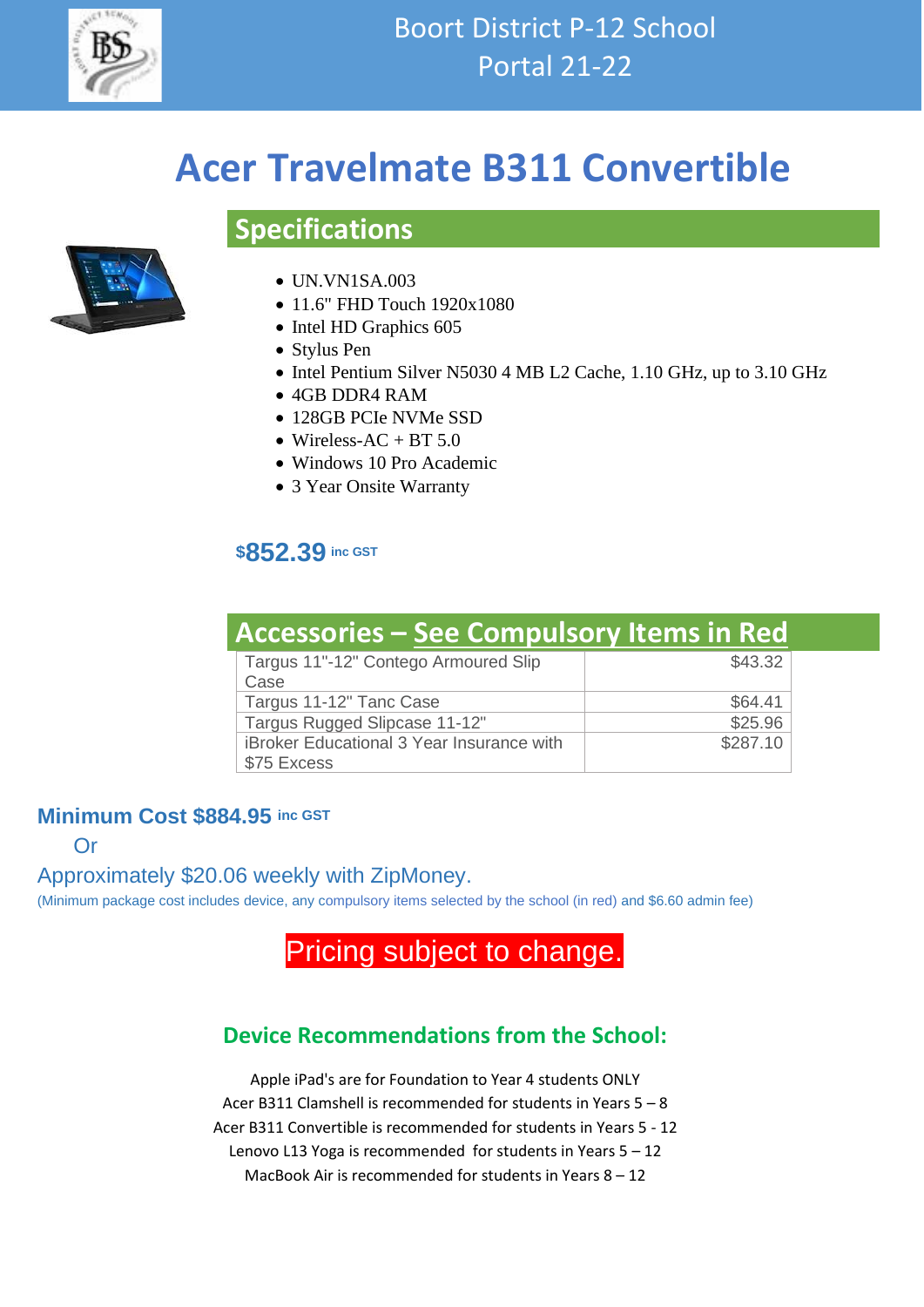# Acer Travelmate B311 Convertible

## Specifications

- UN.VN1SA.003
- 11.6" FHD Touch 1920x1080
- Intel HD Graphics 605
- Stylus Pen
- Intel Pentium Silver N5030 4 MB L2 Cache, 1.10 GHz, up to 3.10 GHz
- 4GB DDR4 RAM
- 128GB PCIe NVMe SSD
- Wireless-AC + BT 5.0
- Windows 10 Pro Academic
- 3 Year Onsite Warranty

**$852.39** inc GST

## Accessories – See Compulsory Items in Red

| | |
|---|---|
| Targus 11"-12" Contego Armoured Slip Case | $43.32 |
| Targus 11-12" Tanc Case | $64.41 |
| Targus Rugged Slipcase 11-12" | $25.96 |
| iBroker Educational 3 Year Insurance with $75 Excess | $287.10 |

**Minimum Cost $884.95** inc GST

Or

Approximately $20.06 weekly with ZipMoney.

(Minimum package cost includes device, any compulsory items selected by the school (in red) and $6.60 admin fee)

Pricing subject to change.

## Device Recommendations from the School:

Apple iPad's are for Foundation to Year 4 students ONLY
Acer B311 Clamshell is recommended for students in Years 5 – 8
Acer B311 Convertible is recommended for students in Years 5 - 12
Lenovo L13 Yoga is recommended for students in Years 5 – 12
MacBook Air is recommended for students in Years 8 – 12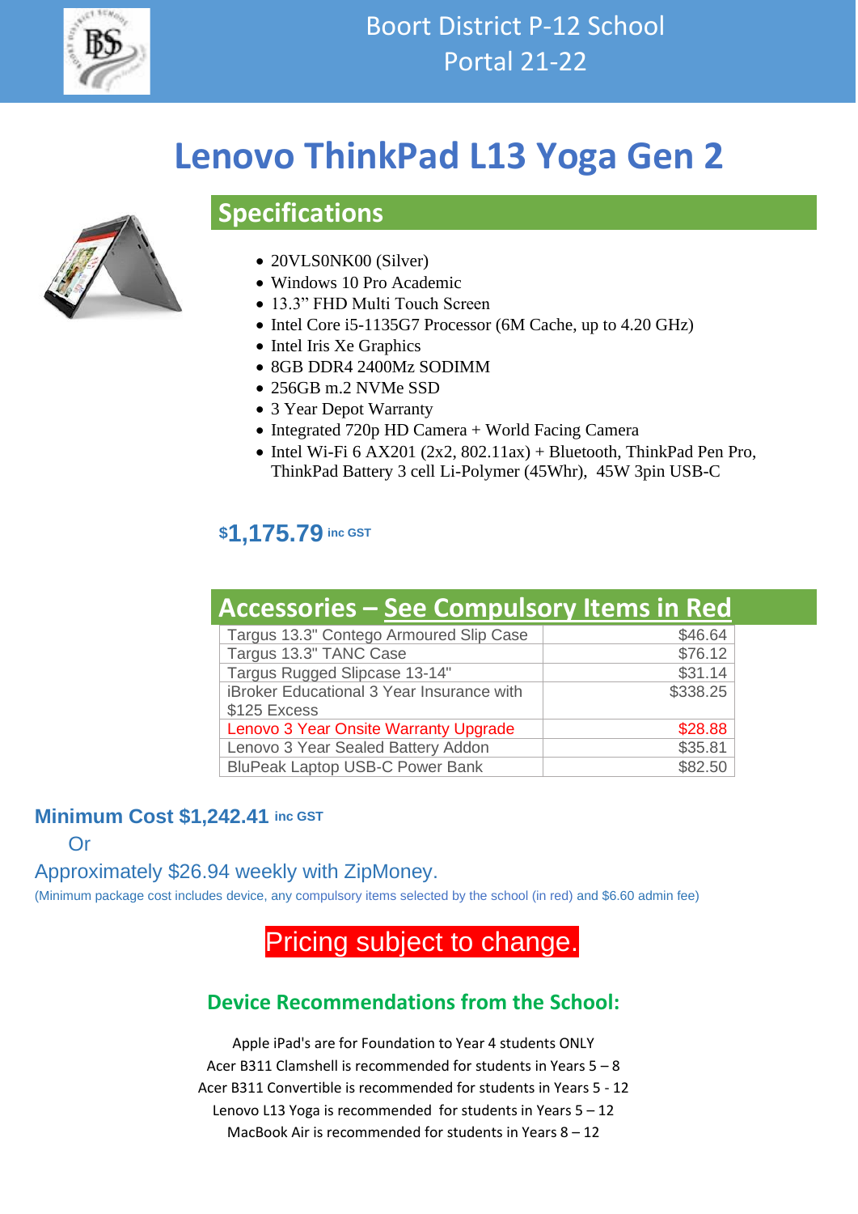Boort District P-12 School Portal 21-22

# Lenovo ThinkPad L13 Yoga Gen 2

## Specifications

- 20VLS0NK00 (Silver)
- Windows 10 Pro Academic
- 13.3" FHD Multi Touch Screen
- Intel Core i5-1135G7 Processor (6M Cache, up to 4.20 GHz)
- Intel Iris Xe Graphics
- 8GB DDR4 2400Mz SODIMM
- 256GB m.2 NVMe SSD
- 3 Year Depot Warranty
- Integrated 720p HD Camera + World Facing Camera
- Intel Wi-Fi 6 AX201 (2x2, 802.11ax) + Bluetooth, ThinkPad Pen Pro, ThinkPad Battery 3 cell Li-Polymer (45Whr), 45W 3pin USB-C

**$1,175.79** inc GST

## Accessories – See Compulsory Items in Red

| | |
|---|---|
| Targus 13.3" Contego Armoured Slip Case | $46.64 |
| Targus 13.3" TANC Case | $76.12 |
| Targus Rugged Slipcase 13-14" | $31.14 |
| iBroker Educational 3 Year Insurance with $125 Excess | $338.25 |
| Lenovo 3 Year Onsite Warranty Upgrade | $28.88 |
| Lenovo 3 Year Sealed Battery Addon | $35.81 |
| BluPeak Laptop USB-C Power Bank | $82.50 |

**Minimum Cost $1,242.41** inc GST

Or

Approximately $26.94 weekly with ZipMoney.

(Minimum package cost includes device, any compulsory items selected by the school (in red) and $6.60 admin fee)

Pricing subject to change.

### Device Recommendations from the School:

Apple iPad's are for Foundation to Year 4 students ONLY
Acer B311 Clamshell is recommended for students in Years 5 – 8
Acer B311 Convertible is recommended for students in Years 5 - 12
Lenovo L13 Yoga is recommended for students in Years 5 – 12
MacBook Air is recommended for students in Years 8 – 12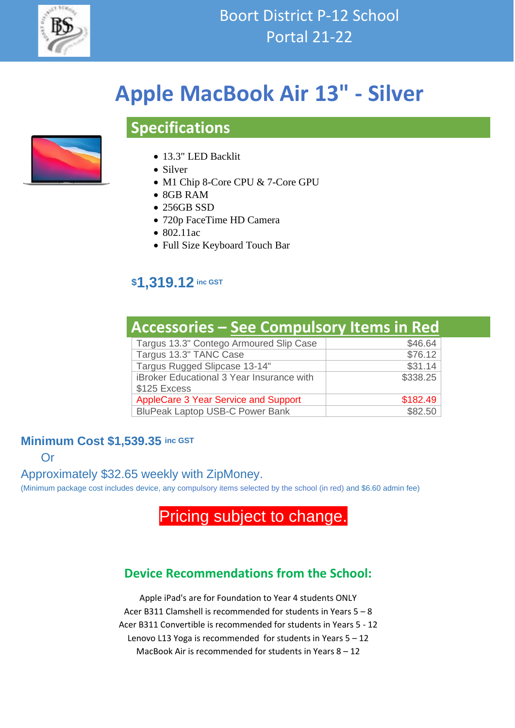Boort District P-12 School
Portal 21-22

# Apple MacBook Air 13" - Silver

## Specifications

- 13.3" LED Backlit
- Silver
- M1 Chip 8-Core CPU & 7-Core GPU
- 8GB RAM
- 256GB SSD
- 720p FaceTime HD Camera
- 802.11ac
- Full Size Keyboard Touch Bar

**$1,319.12** inc GST

## Accessories – See Compulsory Items in Red

| | |
|---|---|
| Targus 13.3" Contego Armoured Slip Case | $46.64 |
| Targus 13.3" TANC Case | $76.12 |
| Targus Rugged Slipcase 13-14" | $31.14 |
| iBroker Educational 3 Year Insurance with $125 Excess | $338.25 |
| AppleCare 3 Year Service and Support | $182.49 |
| BluPeak Laptop USB-C Power Bank | $82.50 |

**Minimum Cost $1,539.35** inc GST

Or

Approximately $32.65 weekly with ZipMoney.

(Minimum package cost includes device, any compulsory items selected by the school (in red) and $6.60 admin fee)

Pricing subject to change.

## Device Recommendations from the School:

Apple iPad's are for Foundation to Year 4 students ONLY
Acer B311 Clamshell is recommended for students in Years 5 – 8
Acer B311 Convertible is recommended for students in Years 5 - 12
Lenovo L13 Yoga is recommended for students in Years 5 – 12
MacBook Air is recommended for students in Years 8 – 12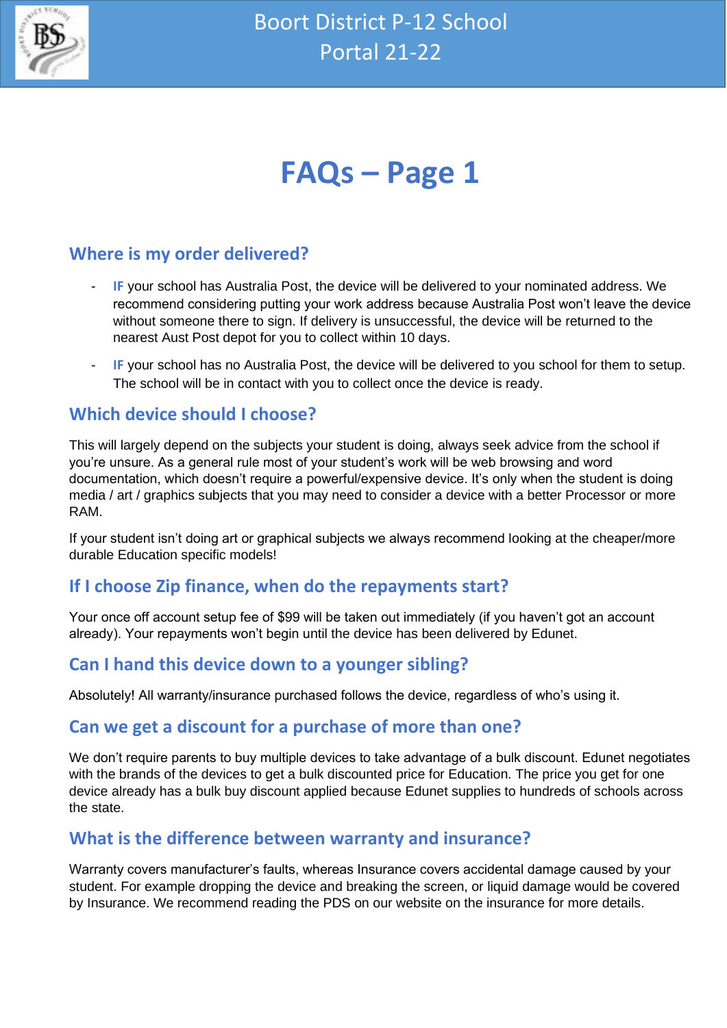# FAQs – Page 1

## Where is my order delivered?

- **IF** your school has Australia Post, the device will be delivered to your nominated address. We recommend considering putting your work address because Australia Post won't leave the device without someone there to sign. If delivery is unsuccessful, the device will be returned to the nearest Aust Post depot for you to collect within 10 days.
- **IF** your school has no Australia Post, the device will be delivered to you school for them to setup. The school will be in contact with you to collect once the device is ready.

## Which device should I choose?

This will largely depend on the subjects your student is doing, always seek advice from the school if you're unsure. As a general rule most of your student's work will be web browsing and word documentation, which doesn't require a powerful/expensive device. It's only when the student is doing media / art / graphics subjects that you may need to consider a device with a better Processor or more RAM.

If your student isn't doing art or graphical subjects we always recommend looking at the cheaper/more durable Education specific models!

## If I choose Zip finance, when do the repayments start?

Your once off account setup fee of $99 will be taken out immediately (if you haven't got an account already). Your repayments won't begin until the device has been delivered by Edunet.

## Can I hand this device down to a younger sibling?

Absolutely! All warranty/insurance purchased follows the device, regardless of who's using it.

## Can we get a discount for a purchase of more than one?

We don't require parents to buy multiple devices to take advantage of a bulk discount. Edunet negotiates with the brands of the devices to get a bulk discounted price for Education. The price you get for one device already has a bulk buy discount applied because Edunet supplies to hundreds of schools across the state.

## What is the difference between warranty and insurance?

Warranty covers manufacturer's faults, whereas Insurance covers accidental damage caused by your student. For example dropping the device and breaking the screen, or liquid damage would be covered by Insurance. We recommend reading the PDS on our website on the insurance for more details.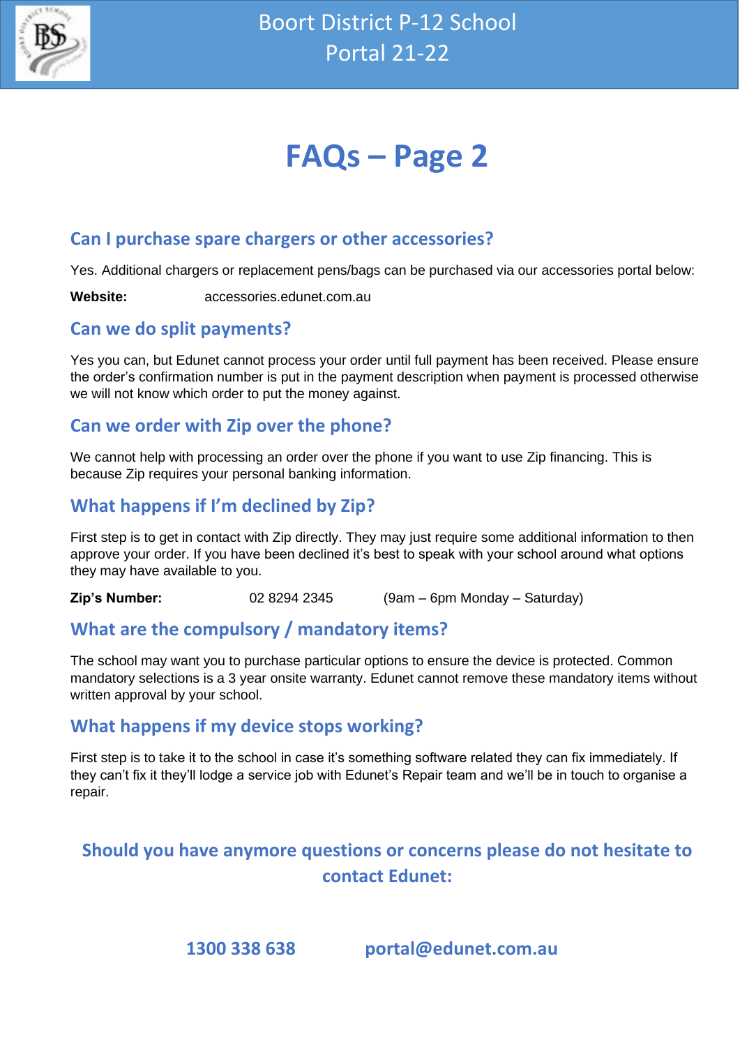# FAQs – Page 2

## Can I purchase spare chargers or other accessories?

Yes. Additional chargers or replacement pens/bags can be purchased via our accessories portal below:

**Website:** accessories.edunet.com.au

## Can we do split payments?

Yes you can, but Edunet cannot process your order until full payment has been received. Please ensure the order's confirmation number is put in the payment description when payment is processed otherwise we will not know which order to put the money against.

## Can we order with Zip over the phone?

We cannot help with processing an order over the phone if you want to use Zip financing. This is because Zip requires your personal banking information.

## What happens if I'm declined by Zip?

First step is to get in contact with Zip directly. They may just require some additional information to then approve your order. If you have been declined it's best to speak with your school around what options they may have available to you.

**Zip's Number:** 02 8294 2345 (9am – 6pm Monday – Saturday)

## What are the compulsory / mandatory items?

The school may want you to purchase particular options to ensure the device is protected. Common mandatory selections is a 3 year onsite warranty. Edunet cannot remove these mandatory items without written approval by your school.

## What happens if my device stops working?

First step is to take it to the school in case it's something software related they can fix immediately. If they can't fix it they'll lodge a service job with Edunet's Repair team and we'll be in touch to organise a repair.

**Should you have anymore questions or concerns please do not hesitate to contact Edunet:**

**1300 338 638** **portal@edunet.com.au**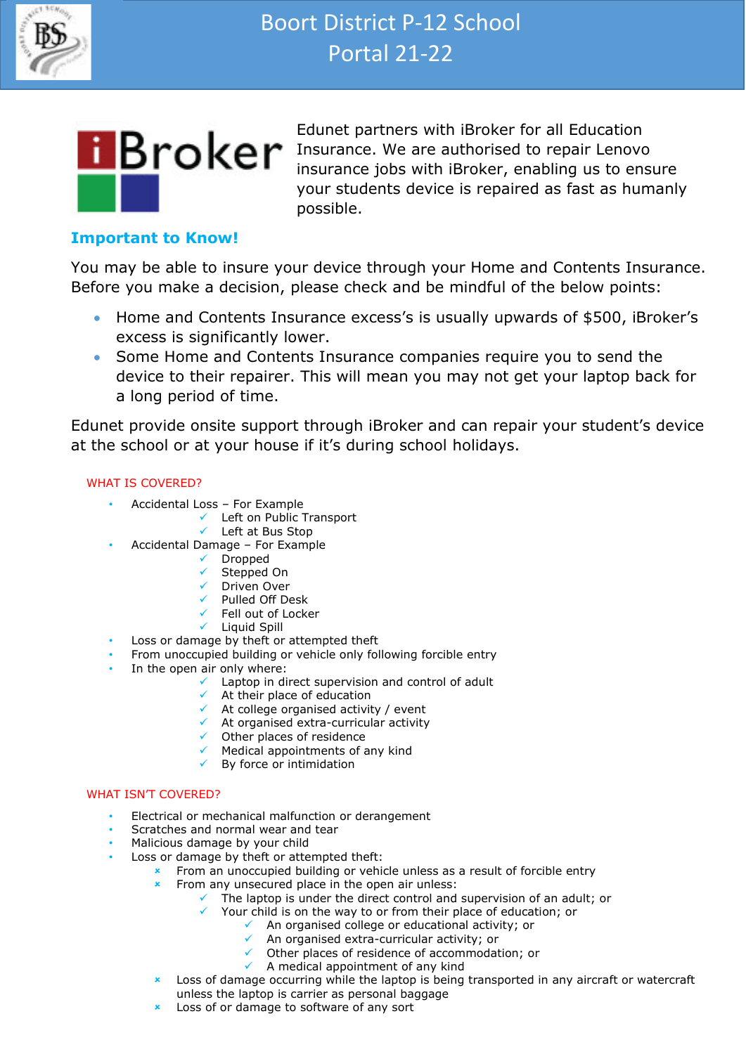Edunet partners with iBroker for all Education Insurance. We are authorised to repair Lenovo insurance jobs with iBroker, enabling us to ensure your students device is repaired as fast as humanly possible.

### Important to Know!

You may be able to insure your device through your Home and Contents Insurance. Before you make a decision, please check and be mindful of the below points:

- Home and Contents Insurance excess's is usually upwards of $500, iBroker's excess is significantly lower.
- Some Home and Contents Insurance companies require you to send the device to their repairer. This will mean you may not get your laptop back for a long period of time.

Edunet provide onsite support through iBroker and can repair your student's device at the school or at your house if it's during school holidays.

#### WHAT IS COVERED?

- Accidental Loss – For Example
  - ✓ Left on Public Transport
  - ✓ Left at Bus Stop
- Accidental Damage – For Example
  - ✓ Dropped
  - ✓ Stepped On
  - ✓ Driven Over
  - ✓ Pulled Off Desk
  - ✓ Fell out of Locker
  - ✓ Liquid Spill
- Loss or damage by theft or attempted theft
- From unoccupied building or vehicle only following forcible entry
- In the open air only where:
  - ✓ Laptop in direct supervision and control of adult
  - ✓ At their place of education
  - ✓ At college organised activity / event
  - ✓ At organised extra-curricular activity
  - ✓ Other places of residence
  - ✓ Medical appointments of any kind
  - ✓ By force or intimidation

#### WHAT ISN'T COVERED?

- Electrical or mechanical malfunction or derangement
- Scratches and normal wear and tear
- Malicious damage by your child
- Loss or damage by theft or attempted theft:
  - ✗ From an unoccupied building or vehicle unless as a result of forcible entry
  - ✗ From any unsecured place in the open air unless:
    - ✓ The laptop is under the direct control and supervision of an adult; or
    - ✓ Your child is on the way to or from their place of education; or
      - ✓ An organised college or educational activity; or
      - ✓ An organised extra-curricular activity; or
      - ✓ Other places of residence of accommodation; or
      - ✓ A medical appointment of any kind
  - ✗ Loss of damage occurring while the laptop is being transported in any aircraft or watercraft unless the laptop is carrier as personal baggage
  - ✗ Loss of or damage to software of any sort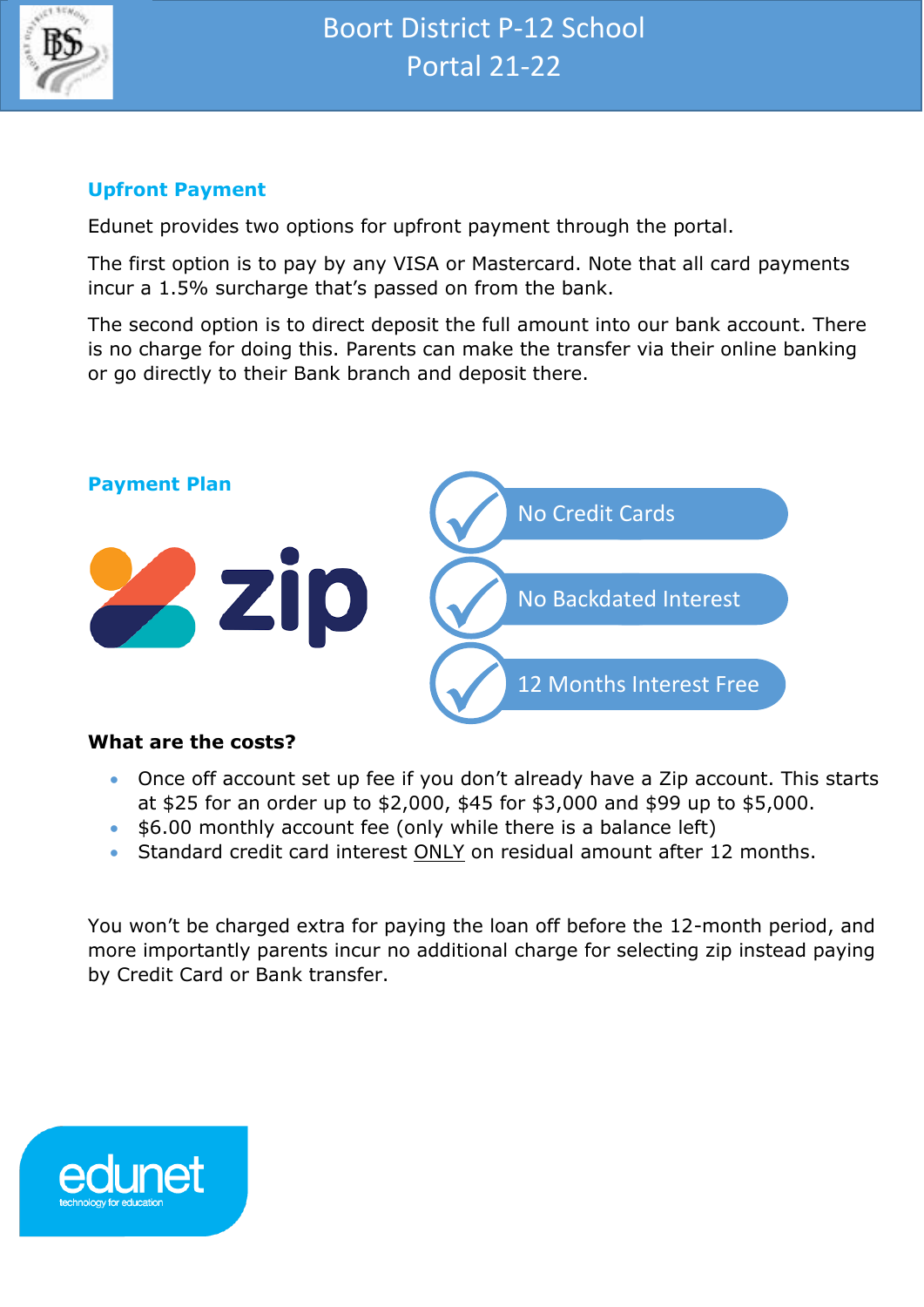# Boort District P-12 School
# Portal 21-22

## Upfront Payment

Edunet provides two options for upfront payment through the portal.

The first option is to pay by any VISA or Mastercard. Note that all card payments incur a 1.5% surcharge that's passed on from the bank.

The second option is to direct deposit the full amount into our bank account. There is no charge for doing this. Parents can make the transfer via their online banking or go directly to their Bank branch and deposit there.

## Payment Plan

zip

- No Credit Cards
- No Backdated Interest
- 12 Months Interest Free

**What are the costs?**

- Once off account set up fee if you don't already have a Zip account. This starts at $25 for an order up to $2,000, $45 for $3,000 and $99 up to $5,000.
- $6.00 monthly account fee (only while there is a balance left)
- Standard credit card interest ONLY on residual amount after 12 months.

You won't be charged extra for paying the loan off before the 12-month period, and more importantly parents incur no additional charge for selecting zip instead paying by Credit Card or Bank transfer.

edunet
technology for education